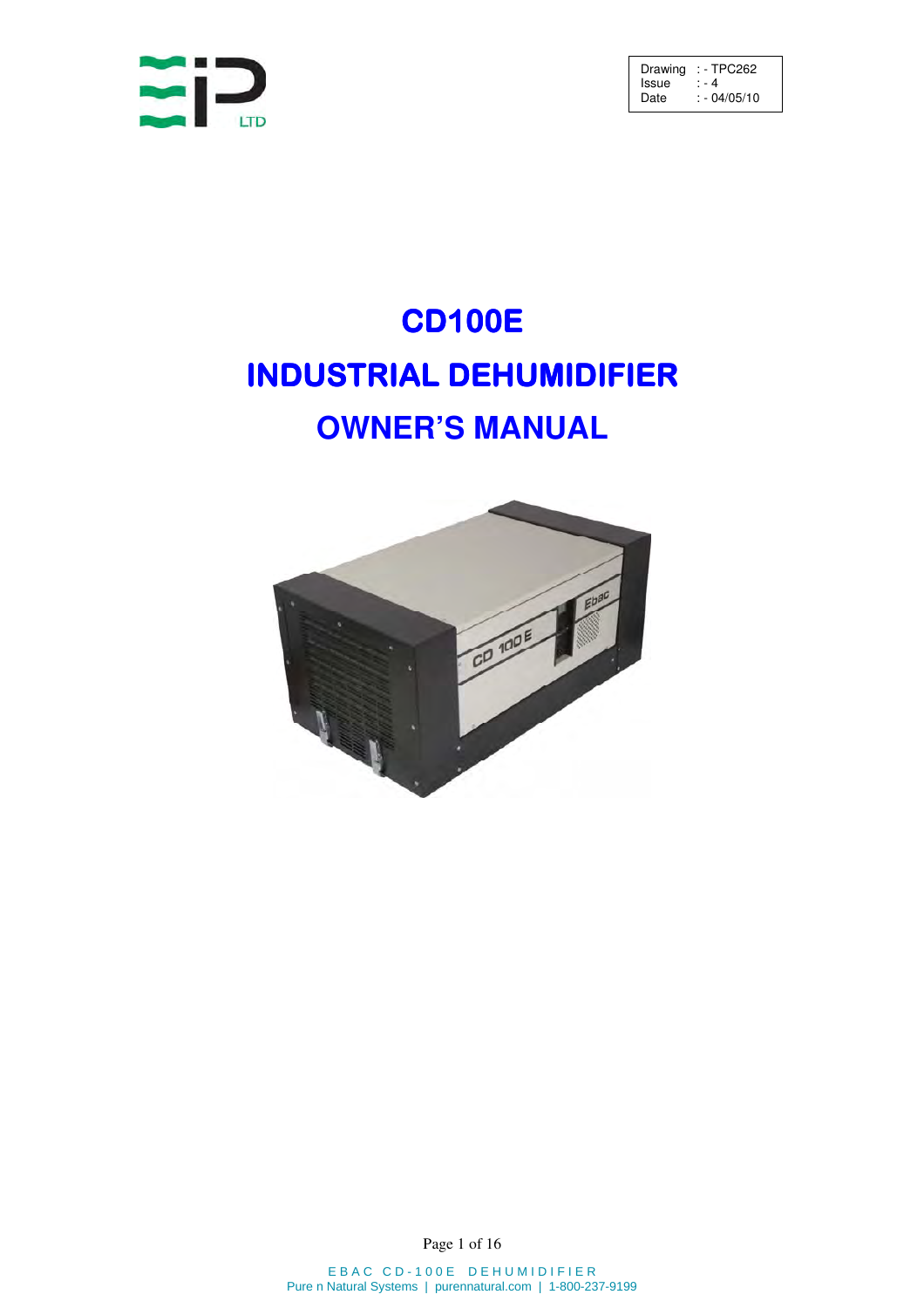| Drawing | : - TPC262 |
| --- | --- |
| Issue | : - 4 |
| Date | : - 04/05/10 |

# CD100E

# INDUSTRIAL DEHUMIDIFIER

# OWNER'S MANUAL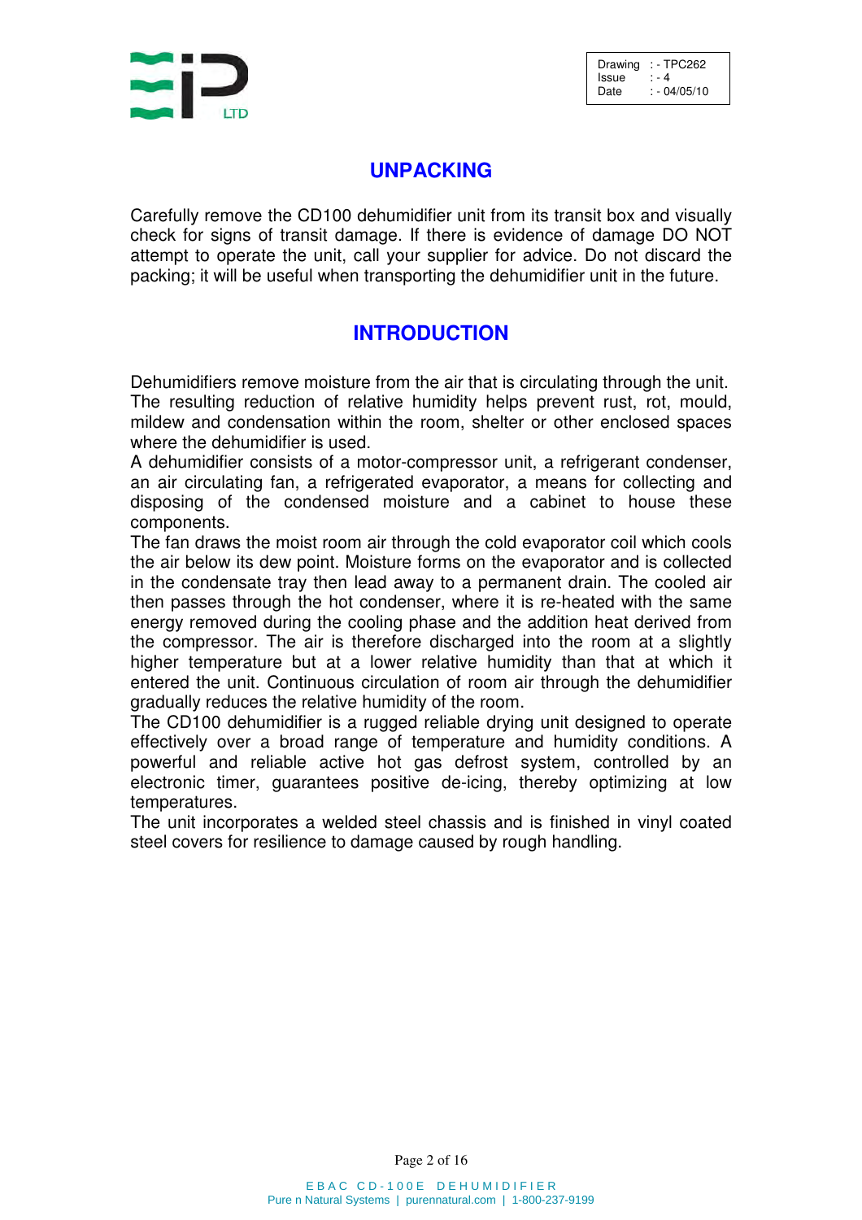## UNPACKING

Carefully remove the CD100 dehumidifier unit from its transit box and visually check for signs of transit damage. If there is evidence of damage DO NOT attempt to operate the unit, call your supplier for advice. Do not discard the packing; it will be useful when transporting the dehumidifier unit in the future.

## INTRODUCTION

Dehumidifiers remove moisture from the air that is circulating through the unit. The resulting reduction of relative humidity helps prevent rust, rot, mould, mildew and condensation within the room, shelter or other enclosed spaces where the dehumidifier is used.

A dehumidifier consists of a motor-compressor unit, a refrigerant condenser, an air circulating fan, a refrigerated evaporator, a means for collecting and disposing of the condensed moisture and a cabinet to house these components.

The fan draws the moist room air through the cold evaporator coil which cools the air below its dew point. Moisture forms on the evaporator and is collected in the condensate tray then lead away to a permanent drain. The cooled air then passes through the hot condenser, where it is re-heated with the same energy removed during the cooling phase and the addition heat derived from the compressor. The air is therefore discharged into the room at a slightly higher temperature but at a lower relative humidity than that at which it entered the unit. Continuous circulation of room air through the dehumidifier gradually reduces the relative humidity of the room.

The CD100 dehumidifier is a rugged reliable drying unit designed to operate effectively over a broad range of temperature and humidity conditions. A powerful and reliable active hot gas defrost system, controlled by an electronic timer, guarantees positive de-icing, thereby optimizing at low temperatures.

The unit incorporates a welded steel chassis and is finished in vinyl coated steel covers for resilience to damage caused by rough handling.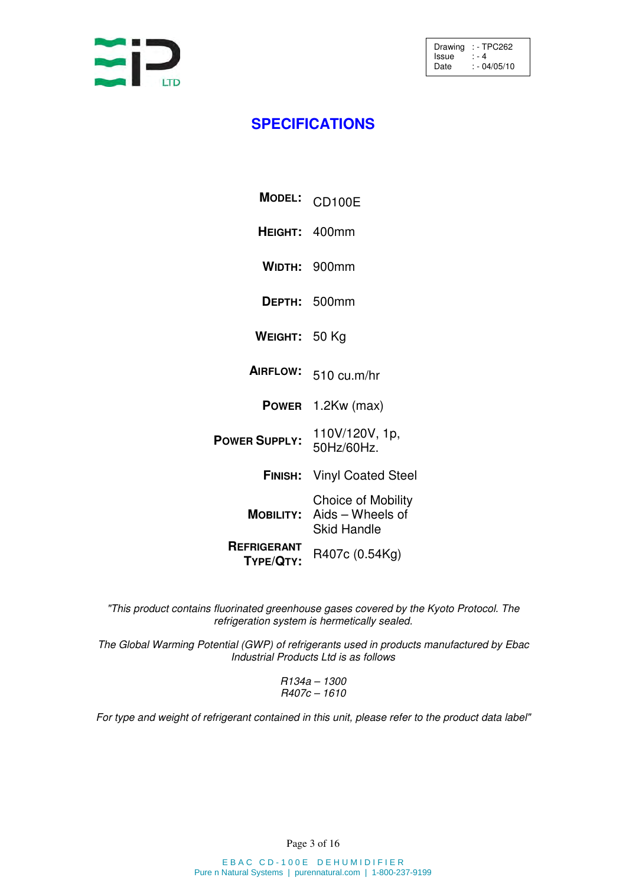| Drawing | : - TPC262 |
| --- | --- |
| Issue | : - 4 |
| Date | : - 04/05/10 |

# SPECIFICATIONS

| | |
| --- | --- |
| **MODEL:** | CD100E |
| **HEIGHT:** | 400mm |
| **WIDTH:** | 900mm |
| **DEPTH:** | 500mm |
| **WEIGHT:** | 50 Kg |
| **AIRFLOW:** | 510 cu.m/hr |
| **POWER** | 1.2Kw (max) |
| **POWER SUPPLY:** | 110V/120V, 1p, 50Hz/60Hz. |
| **FINISH:** | Vinyl Coated Steel |
| **MOBILITY:** | Choice of Mobility Aids – Wheels of Skid Handle |
| **REFRIGERANT TYPE/QTY:** | R407c (0.54Kg) |

*"This product contains fluorinated greenhouse gases covered by the Kyoto Protocol. The refrigeration system is hermetically sealed.*

*The Global Warming Potential (GWP) of refrigerants used in products manufactured by Ebac Industrial Products Ltd is as follows*

*R134a – 1300*
*R407c – 1610*

*For type and weight of refrigerant contained in this unit, please refer to the product data label"*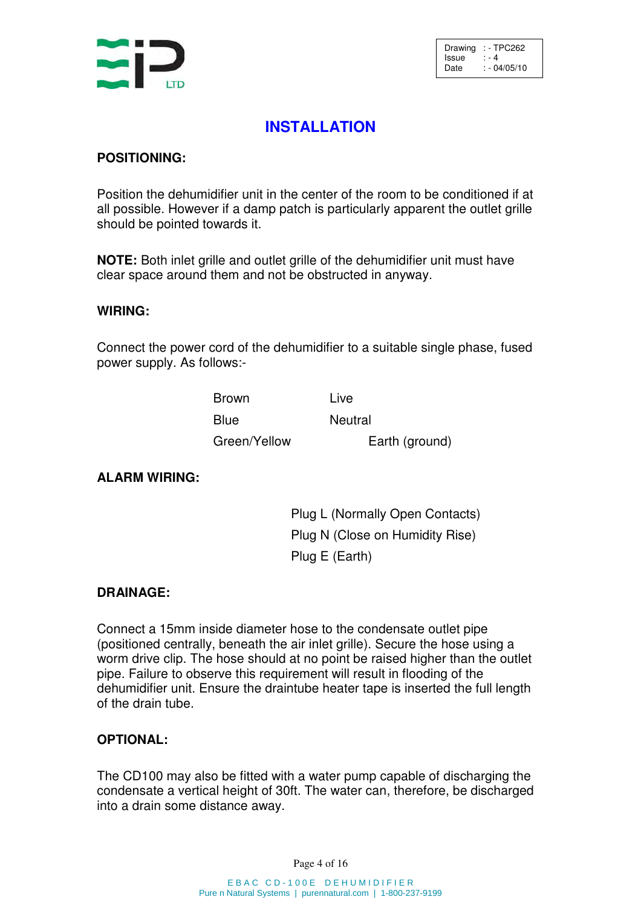| | |
|---|---|
| Drawing | : - TPC262 |
| Issue | : - 4 |
| Date | : - 04/05/10 |

# INSTALLATION

## POSITIONING:

Position the dehumidifier unit in the center of the room to be conditioned if at all possible. However if a damp patch is particularly apparent the outlet grille should be pointed towards it.

**NOTE:** Both inlet grille and outlet grille of the dehumidifier unit must have clear space around them and not be obstructed in anyway.

## WIRING:

Connect the power cord of the dehumidifier to a suitable single phase, fused power supply. As follows:-

| | |
|---|---|
| Brown | Live |
| Blue | Neutral |
| Green/Yellow | Earth (ground) |

## ALARM WIRING:

Plug L (Normally Open Contacts)
Plug N (Close on Humidity Rise)
Plug E (Earth)

## DRAINAGE:

Connect a 15mm inside diameter hose to the condensate outlet pipe (positioned centrally, beneath the air inlet grille). Secure the hose using a worm drive clip. The hose should at no point be raised higher than the outlet pipe. Failure to observe this requirement will result in flooding of the dehumidifier unit. Ensure the draintube heater tape is inserted the full length of the drain tube.

## OPTIONAL:

The CD100 may also be fitted with a water pump capable of discharging the condensate a vertical height of 30ft. The water can, therefore, be discharged into a drain some distance away.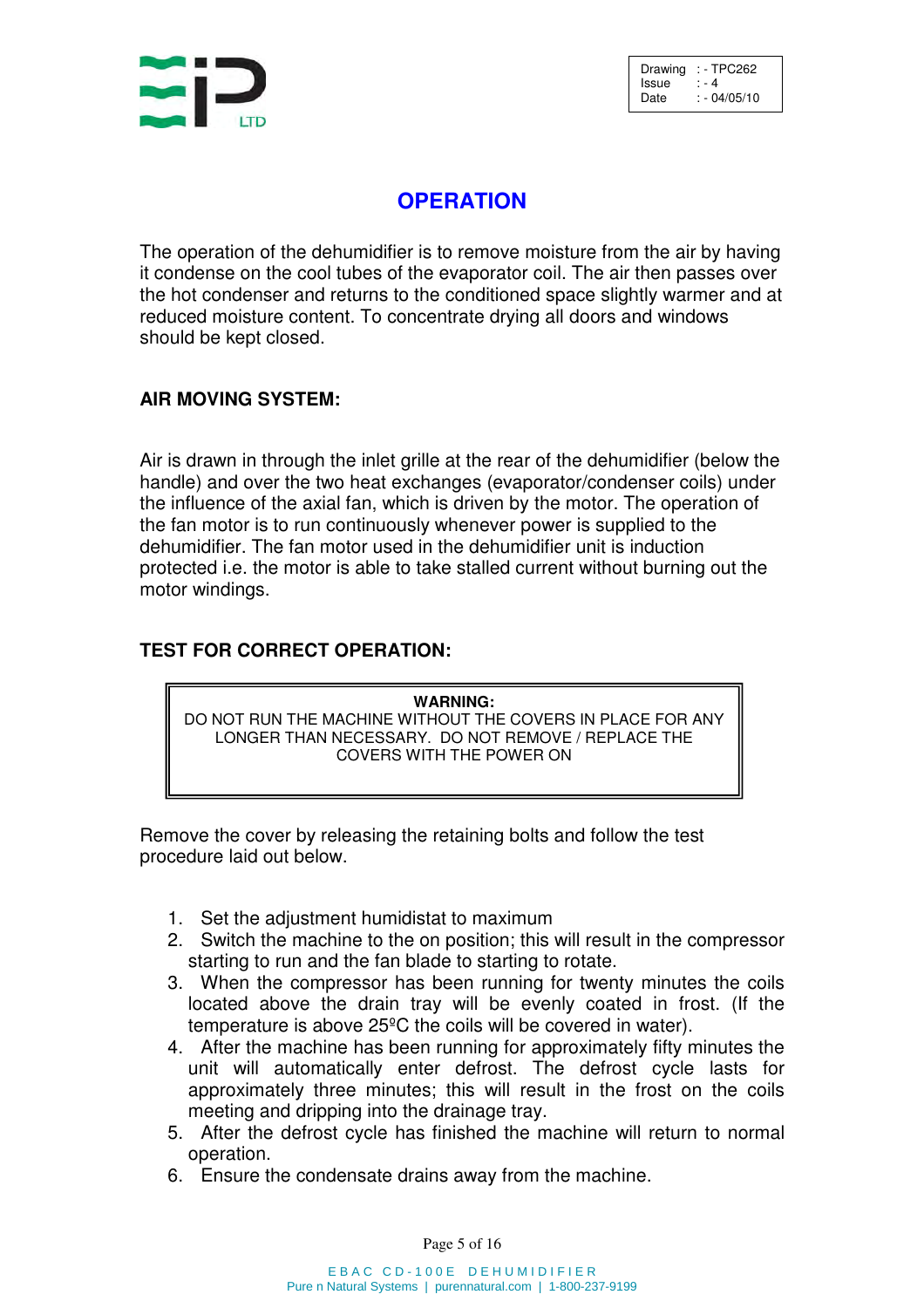| Drawing | : - TPC262 |
|---|---|
| Issue | : - 4 |
| Date | : - 04/05/10 |

# OPERATION

The operation of the dehumidifier is to remove moisture from the air by having it condense on the cool tubes of the evaporator coil. The air then passes over the hot condenser and returns to the conditioned space slightly warmer and at reduced moisture content. To concentrate drying all doors and windows should be kept closed.

## AIR MOVING SYSTEM:

Air is drawn in through the inlet grille at the rear of the dehumidifier (below the handle) and over the two heat exchanges (evaporator/condenser coils) under the influence of the axial fan, which is driven by the motor. The operation of the fan motor is to run continuously whenever power is supplied to the dehumidifier. The fan motor used in the dehumidifier unit is induction protected i.e. the motor is able to take stalled current without burning out the motor windings.

## TEST FOR CORRECT OPERATION:

> **WARNING:**
> DO NOT RUN THE MACHINE WITHOUT THE COVERS IN PLACE FOR ANY LONGER THAN NECESSARY. DO NOT REMOVE / REPLACE THE COVERS WITH THE POWER ON

Remove the cover by releasing the retaining bolts and follow the test procedure laid out below.

1. Set the adjustment humidistat to maximum
2. Switch the machine to the on position; this will result in the compressor starting to run and the fan blade to starting to rotate.
3. When the compressor has been running for twenty minutes the coils located above the drain tray will be evenly coated in frost. (If the temperature is above 25ºC the coils will be covered in water).
4. After the machine has been running for approximately fifty minutes the unit will automatically enter defrost. The defrost cycle lasts for approximately three minutes; this will result in the frost on the coils meeting and dripping into the drainage tray.
5. After the defrost cycle has finished the machine will return to normal operation.
6. Ensure the condensate drains away from the machine.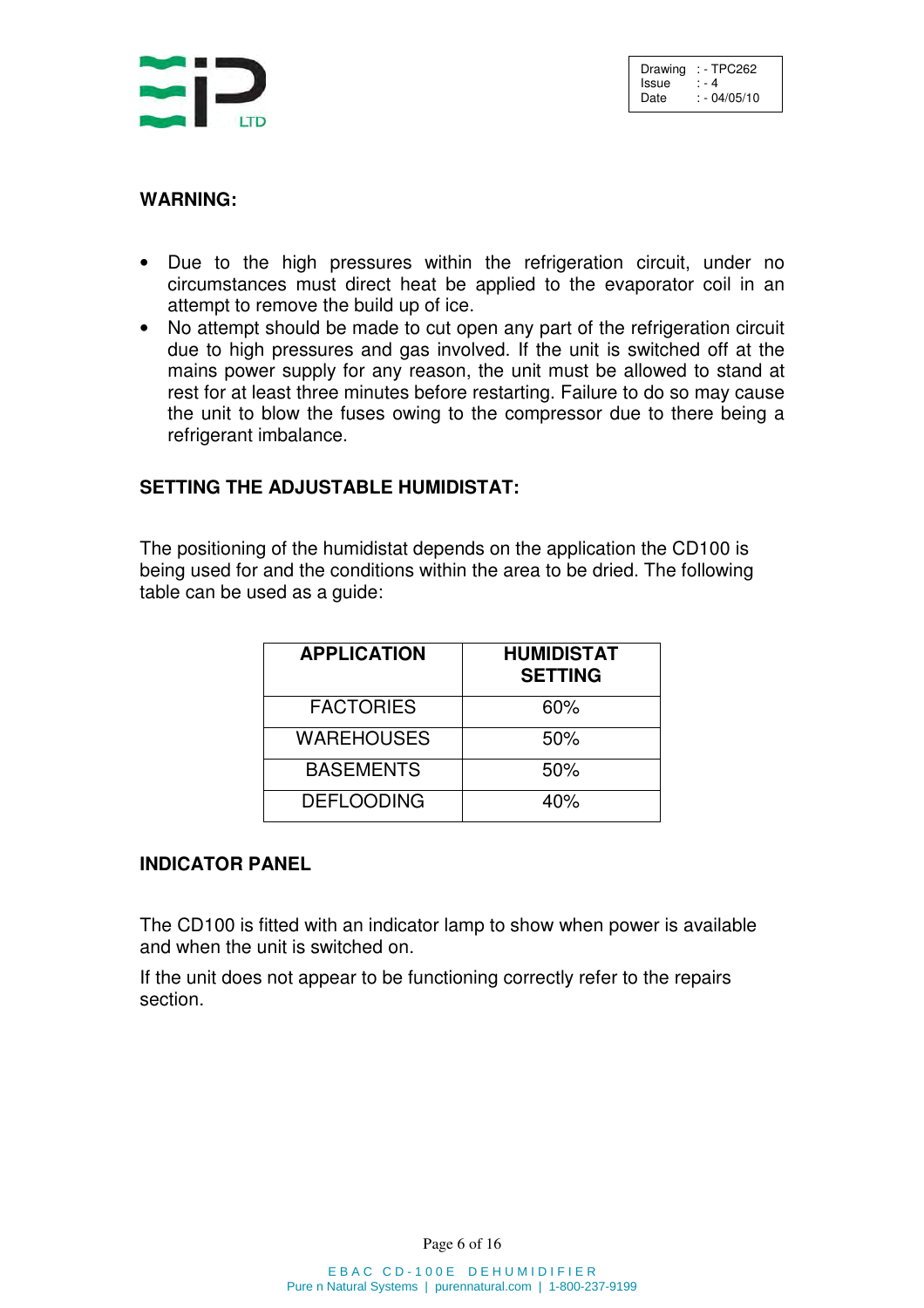| Drawing | : - TPC262 |
|---|---|
| Issue | : - 4 |
| Date | : - 04/05/10 |

**WARNING:**

- Due to the high pressures within the refrigeration circuit, under no circumstances must direct heat be applied to the evaporator coil in an attempt to remove the build up of ice.
- No attempt should be made to cut open any part of the refrigeration circuit due to high pressures and gas involved. If the unit is switched off at the mains power supply for any reason, the unit must be allowed to stand at rest for at least three minutes before restarting. Failure to do so may cause the unit to blow the fuses owing to the compressor due to there being a refrigerant imbalance.

**SETTING THE ADJUSTABLE HUMIDISTAT:**

The positioning of the humidistat depends on the application the CD100 is being used for and the conditions within the area to be dried. The following table can be used as a guide:

| APPLICATION | HUMIDISTAT SETTING |
|---|---|
| FACTORIES | 60% |
| WAREHOUSES | 50% |
| BASEMENTS | 50% |
| DEFLOODING | 40% |

**INDICATOR PANEL**

The CD100 is fitted with an indicator lamp to show when power is available and when the unit is switched on.

If the unit does not appear to be functioning correctly refer to the repairs section.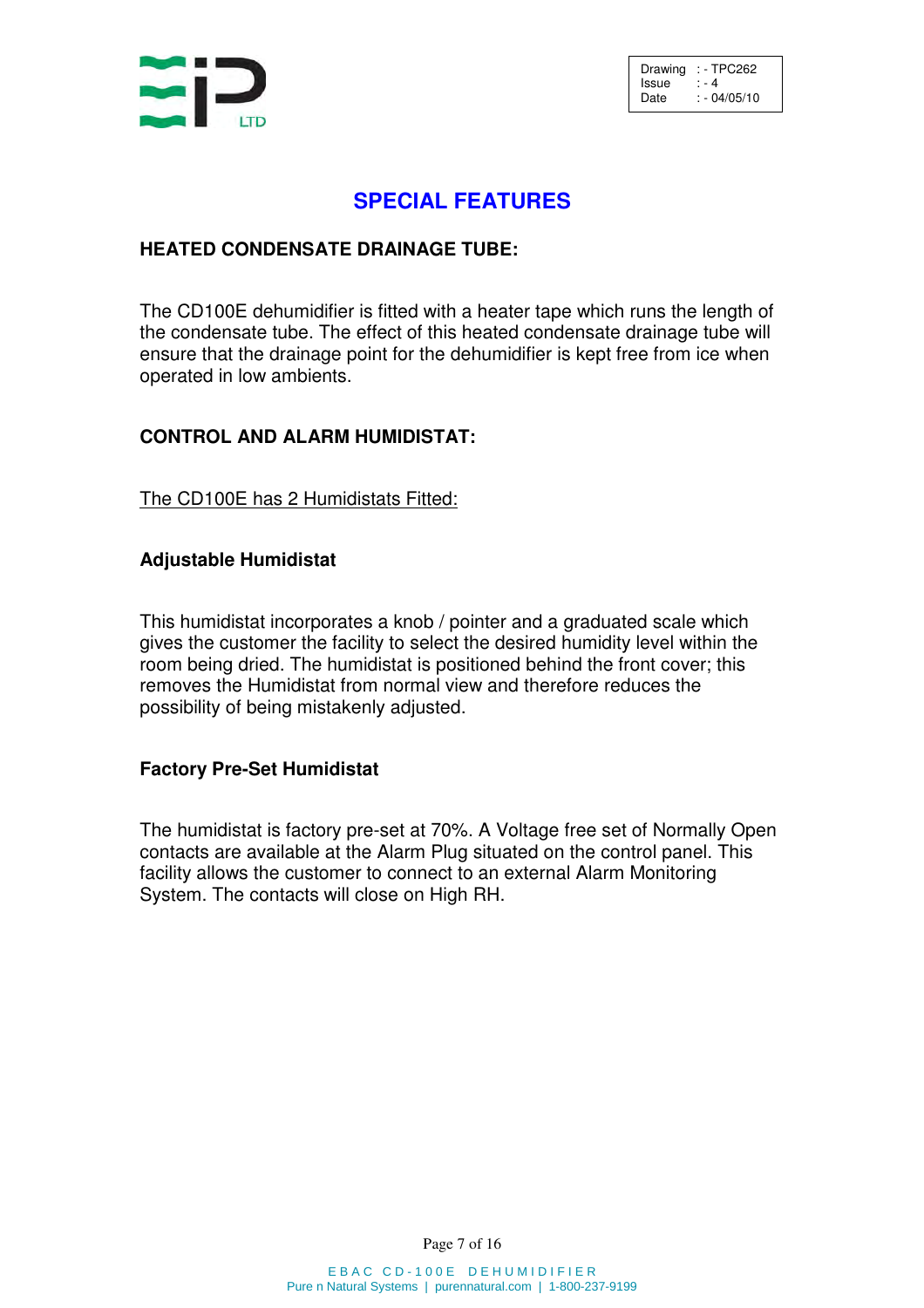| Drawing | : - TPC262 |
|---|---|
| Issue | : - 4 |
| Date | : - 04/05/10 |

# SPECIAL FEATURES

## HEATED CONDENSATE DRAINAGE TUBE:

The CD100E dehumidifier is fitted with a heater tape which runs the length of the condensate tube. The effect of this heated condensate drainage tube will ensure that the drainage point for the dehumidifier is kept free from ice when operated in low ambients.

## CONTROL AND ALARM HUMIDISTAT:

The CD100E has 2 Humidistats Fitted:

### Adjustable Humidistat

This humidistat incorporates a knob / pointer and a graduated scale which gives the customer the facility to select the desired humidity level within the room being dried. The humidistat is positioned behind the front cover; this removes the Humidistat from normal view and therefore reduces the possibility of being mistakenly adjusted.

### Factory Pre-Set Humidistat

The humidistat is factory pre-set at 70%. A Voltage free set of Normally Open contacts are available at the Alarm Plug situated on the control panel. This facility allows the customer to connect to an external Alarm Monitoring System. The contacts will close on High RH.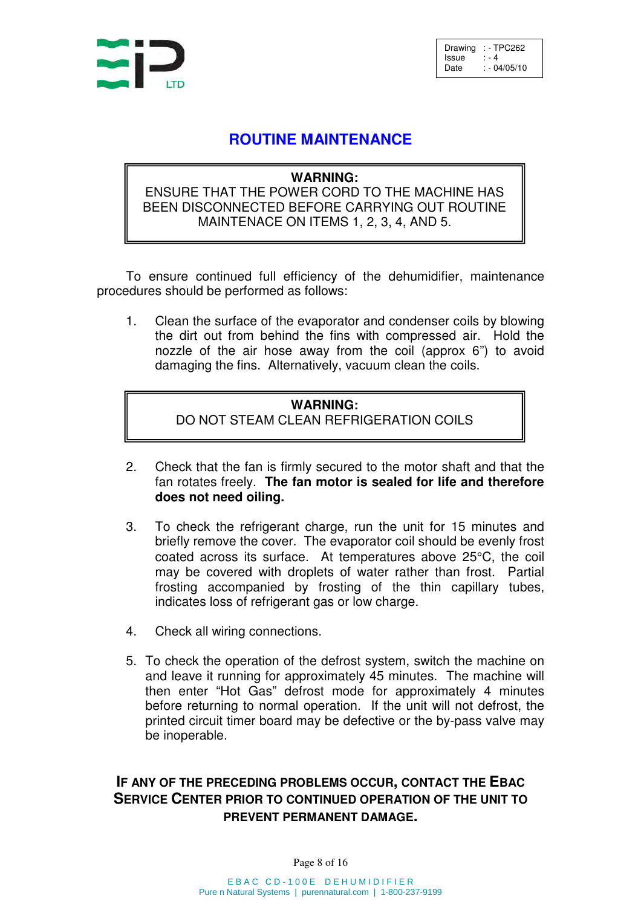Drawing : - TPC262
Issue : - 4
Date : - 04/05/10

# ROUTINE MAINTENANCE

**WARNING:**
ENSURE THAT THE POWER CORD TO THE MACHINE HAS BEEN DISCONNECTED BEFORE CARRYING OUT ROUTINE MAINTENACE ON ITEMS 1, 2, 3, 4, AND 5.

To ensure continued full efficiency of the dehumidifier, maintenance procedures should be performed as follows:

1. Clean the surface of the evaporator and condenser coils by blowing the dirt out from behind the fins with compressed air. Hold the nozzle of the air hose away from the coil (approx 6”) to avoid damaging the fins. Alternatively, vacuum clean the coils.

**WARNING:**
DO NOT STEAM CLEAN REFRIGERATION COILS

2. Check that the fan is firmly secured to the motor shaft and that the fan rotates freely. **The fan motor is sealed for life and therefore does not need oiling.**

3. To check the refrigerant charge, run the unit for 15 minutes and briefly remove the cover. The evaporator coil should be evenly frost coated across its surface. At temperatures above 25°C, the coil may be covered with droplets of water rather than frost. Partial frosting accompanied by frosting of the thin capillary tubes, indicates loss of refrigerant gas or low charge.

4. Check all wiring connections.

5. To check the operation of the defrost system, switch the machine on and leave it running for approximately 45 minutes. The machine will then enter “Hot Gas” defrost mode for approximately 4 minutes before returning to normal operation. If the unit will not defrost, the printed circuit timer board may be defective or the by-pass valve may be inoperable.

**IF ANY OF THE PRECEDING PROBLEMS OCCUR, CONTACT THE EBAC SERVICE CENTER PRIOR TO CONTINUED OPERATION OF THE UNIT TO PREVENT PERMANENT DAMAGE.**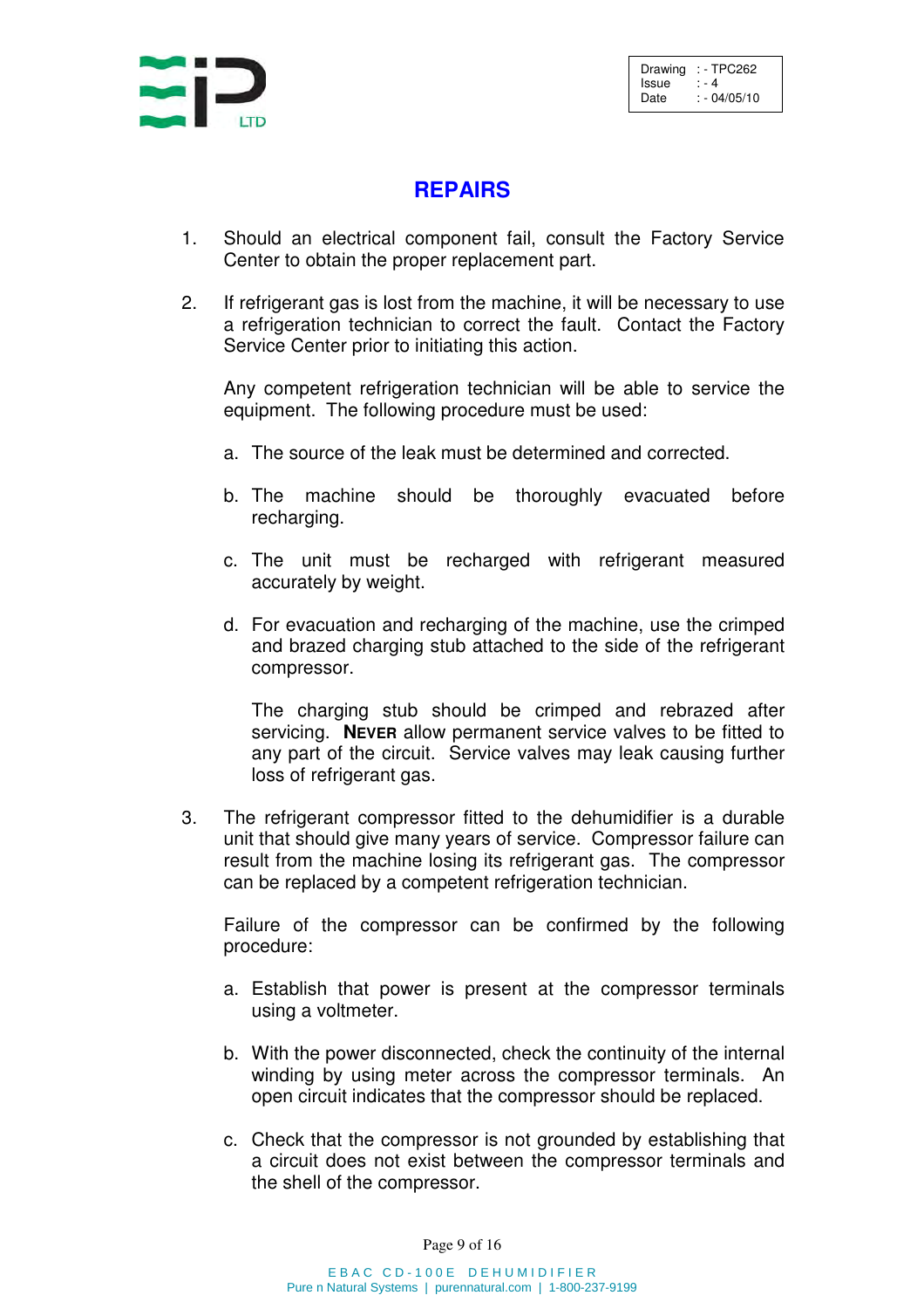# REPAIRS

1. Should an electrical component fail, consult the Factory Service Center to obtain the proper replacement part.

2. If refrigerant gas is lost from the machine, it will be necessary to use a refrigeration technician to correct the fault. Contact the Factory Service Center prior to initiating this action.

   Any competent refrigeration technician will be able to service the equipment. The following procedure must be used:

   a. The source of the leak must be determined and corrected.

   b. The machine should be thoroughly evacuated before recharging.

   c. The unit must be recharged with refrigerant measured accurately by weight.

   d. For evacuation and recharging of the machine, use the crimped and brazed charging stub attached to the side of the refrigerant compressor.

      The charging stub should be crimped and rebrazed after servicing. **NEVER** allow permanent service valves to be fitted to any part of the circuit. Service valves may leak causing further loss of refrigerant gas.

3. The refrigerant compressor fitted to the dehumidifier is a durable unit that should give many years of service. Compressor failure can result from the machine losing its refrigerant gas. The compressor can be replaced by a competent refrigeration technician.

   Failure of the compressor can be confirmed by the following procedure:

   a. Establish that power is present at the compressor terminals using a voltmeter.

   b. With the power disconnected, check the continuity of the internal winding by using meter across the compressor terminals. An open circuit indicates that the compressor should be replaced.

   c. Check that the compressor is not grounded by establishing that a circuit does not exist between the compressor terminals and the shell of the compressor.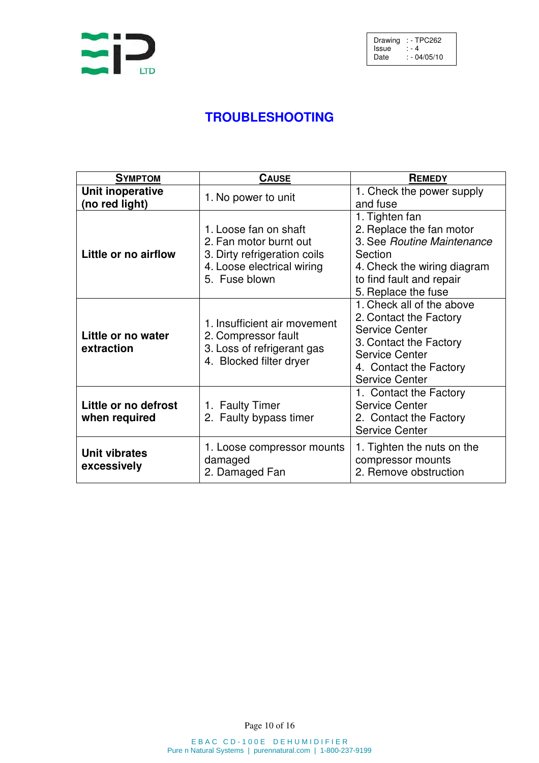| Drawing | : - TPC262 |
| --- | --- |
| Issue | : - 4 |
| Date | : - 04/05/10 |

# TROUBLESHOOTING

| SYMPTOM | CAUSE | REMEDY |
| --- | --- | --- |
| **Unit inoperative (no red light)** | 1. No power to unit | 1. Check the power supply and fuse |
| **Little or no airflow** | 1. Loose fan on shaft<br>2. Fan motor burnt out<br>3. Dirty refrigeration coils<br>4. Loose electrical wiring<br>5. Fuse blown | 1. Tighten fan<br>2. Replace the fan motor<br>3. See *Routine Maintenance* Section<br>4. Check the wiring diagram to find fault and repair<br>5. Replace the fuse |
| **Little or no water extraction** | 1. Insufficient air movement<br>2. Compressor fault<br>3. Loss of refrigerant gas<br>4. Blocked filter dryer | 1. Check all of the above<br>2. Contact the Factory Service Center<br>3. Contact the Factory Service Center<br>4. Contact the Factory Service Center |
| **Little or no defrost when required** | 1. Faulty Timer<br>2. Faulty bypass timer | 1. Contact the Factory Service Center<br>2. Contact the Factory Service Center |
| **Unit vibrates excessively** | 1. Loose compressor mounts damaged<br>2. Damaged Fan | 1. Tighten the nuts on the compressor mounts<br>2. Remove obstruction |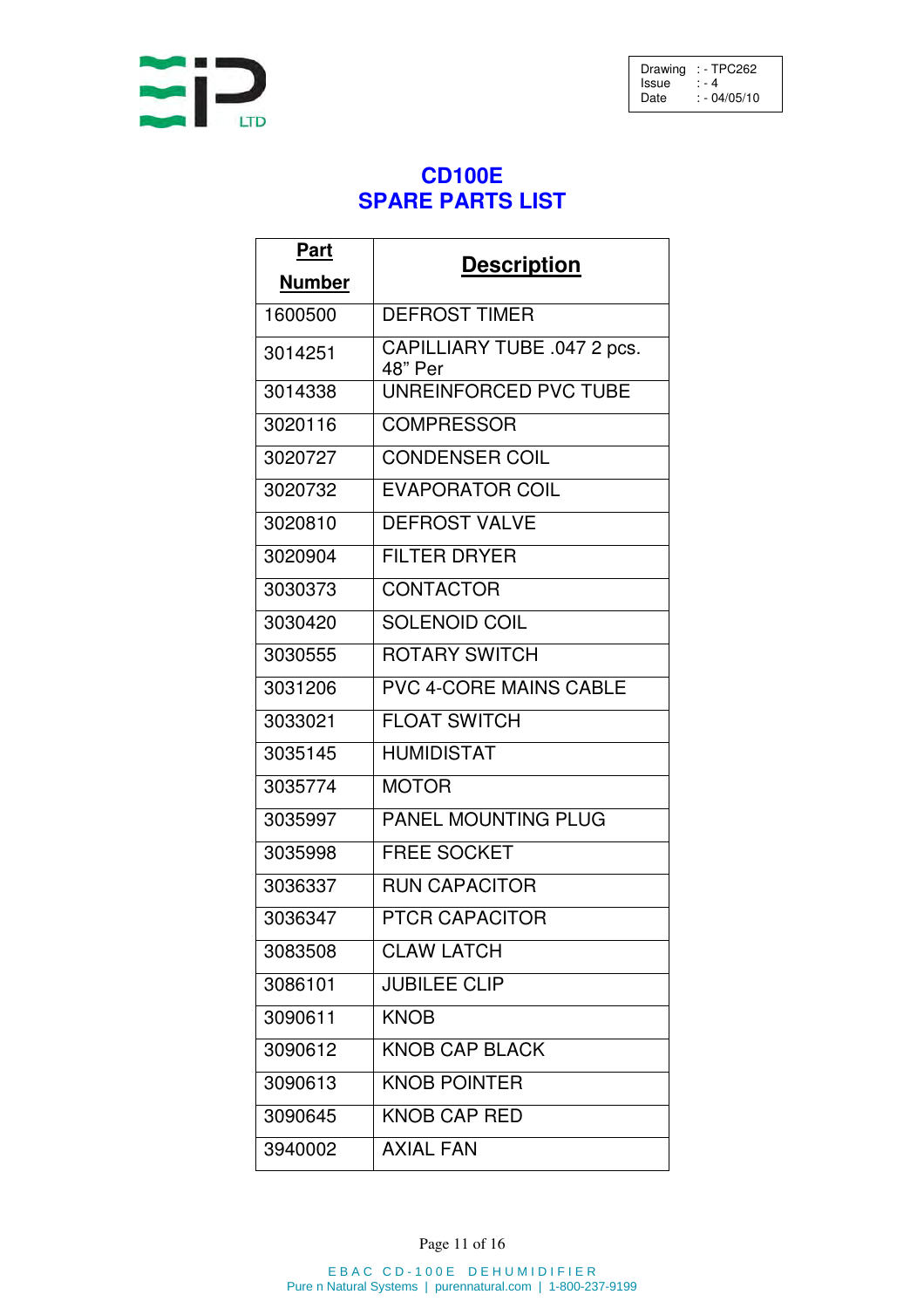| Drawing | : - TPC262 |
|---|---|
| Issue | : - 4 |
| Date | : - 04/05/10 |

# CD100E
# SPARE PARTS LIST

| Part Number | Description |
|---|---|
| 1600500 | DEFROST TIMER |
| 3014251 | CAPILLIARY TUBE .047 2 pcs. 48" Per |
| 3014338 | UNREINFORCED PVC TUBE |
| 3020116 | COMPRESSOR |
| 3020727 | CONDENSER COIL |
| 3020732 | EVAPORATOR COIL |
| 3020810 | DEFROST VALVE |
| 3020904 | FILTER DRYER |
| 3030373 | CONTACTOR |
| 3030420 | SOLENOID COIL |
| 3030555 | ROTARY SWITCH |
| 3031206 | PVC 4-CORE MAINS CABLE |
| 3033021 | FLOAT SWITCH |
| 3035145 | HUMIDISTAT |
| 3035774 | MOTOR |
| 3035997 | PANEL MOUNTING PLUG |
| 3035998 | FREE SOCKET |
| 3036337 | RUN CAPACITOR |
| 3036347 | PTCR CAPACITOR |
| 3083508 | CLAW LATCH |
| 3086101 | JUBILEE CLIP |
| 3090611 | KNOB |
| 3090612 | KNOB CAP BLACK |
| 3090613 | KNOB POINTER |
| 3090645 | KNOB CAP RED |
| 3940002 | AXIAL FAN |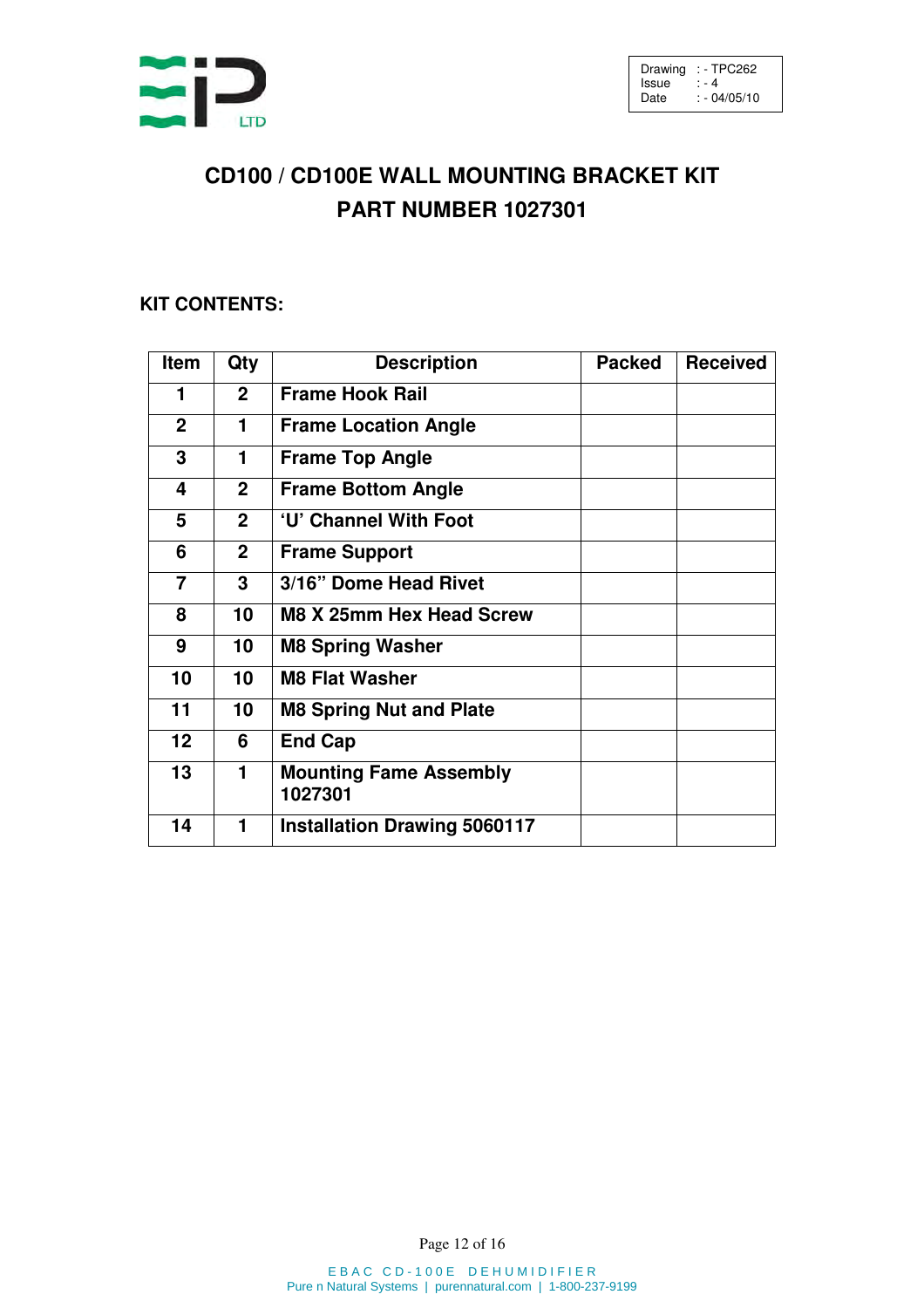| Drawing | : - TPC262 |
|---|---|
| Issue | : - 4 |
| Date | : - 04/05/10 |

# CD100 / CD100E WALL MOUNTING BRACKET KIT
# PART NUMBER 1027301

## KIT CONTENTS:

| Item | Qty | Description | Packed | Received |
|---|---|---|---|---|
| 1 | 2 | Frame Hook Rail | | |
| 2 | 1 | Frame Location Angle | | |
| 3 | 1 | Frame Top Angle | | |
| 4 | 2 | Frame Bottom Angle | | |
| 5 | 2 | 'U' Channel With Foot | | |
| 6 | 2 | Frame Support | | |
| 7 | 3 | 3/16" Dome Head Rivet | | |
| 8 | 10 | M8 X 25mm Hex Head Screw | | |
| 9 | 10 | M8 Spring Washer | | |
| 10 | 10 | M8 Flat Washer | | |
| 11 | 10 | M8 Spring Nut and Plate | | |
| 12 | 6 | End Cap | | |
| 13 | 1 | Mounting Fame Assembly 1027301 | | |
| 14 | 1 | Installation Drawing 5060117 | | |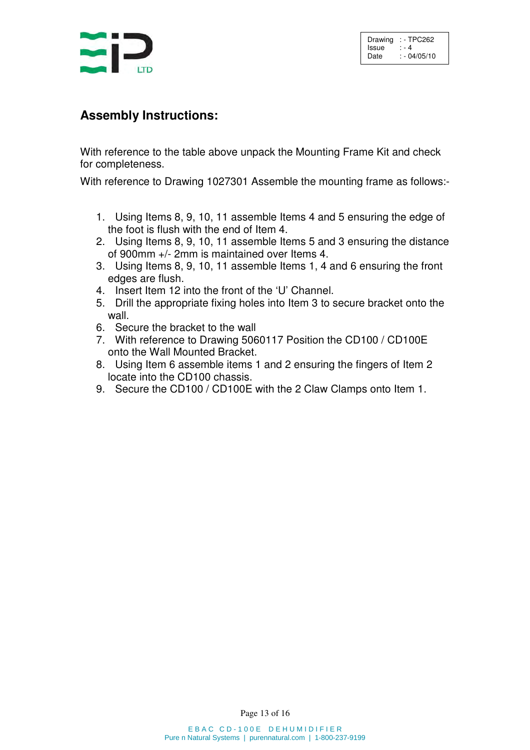| Drawing | : - TPC262 |
| --- | --- |
| Issue | : - 4 |
| Date | : - 04/05/10 |

## Assembly Instructions:

With reference to the table above unpack the Mounting Frame Kit and check for completeness.

With reference to Drawing 1027301 Assemble the mounting frame as follows:-

1. Using Items 8, 9, 10, 11 assemble Items 4 and 5 ensuring the edge of the foot is flush with the end of Item 4.
2. Using Items 8, 9, 10, 11 assemble Items 5 and 3 ensuring the distance of 900mm +/- 2mm is maintained over Items 4.
3. Using Items 8, 9, 10, 11 assemble Items 1, 4 and 6 ensuring the front edges are flush.
4. Insert Item 12 into the front of the 'U' Channel.
5. Drill the appropriate fixing holes into Item 3 to secure bracket onto the wall.
6. Secure the bracket to the wall
7. With reference to Drawing 5060117 Position the CD100 / CD100E onto the Wall Mounted Bracket.
8. Using Item 6 assemble items 1 and 2 ensuring the fingers of Item 2 locate into the CD100 chassis.
9. Secure the CD100 / CD100E with the 2 Claw Clamps onto Item 1.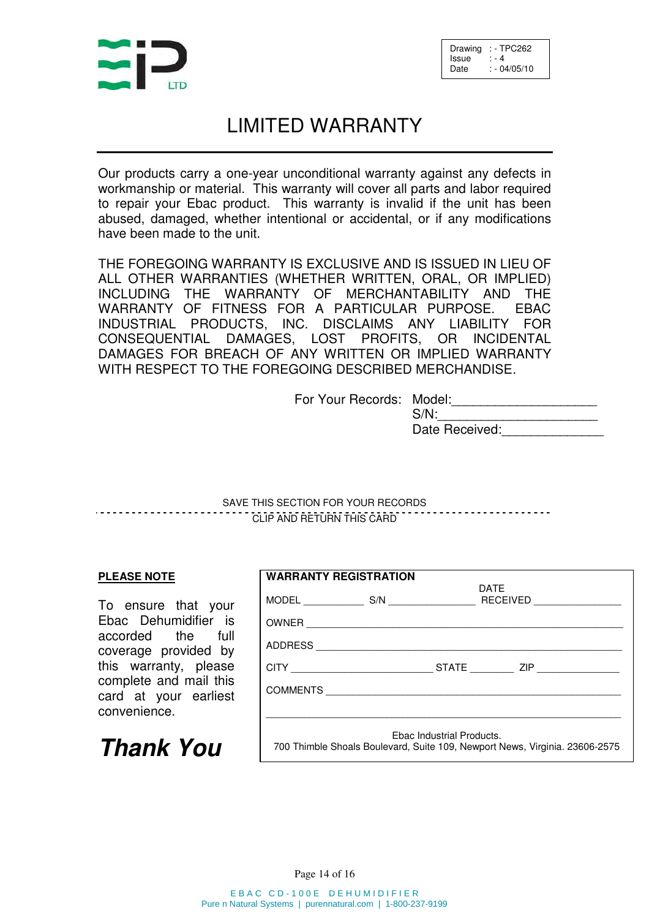| Drawing | : - TPC262 |
|---|---|
| Issue | : - 4 |
| Date | : - 04/05/10 |

# LIMITED WARRANTY

Our products carry a one-year unconditional warranty against any defects in workmanship or material. This warranty will cover all parts and labor required to repair your Ebac product. This warranty is invalid if the unit has been abused, damaged, whether intentional or accidental, or if any modifications have been made to the unit.

THE FOREGOING WARRANTY IS EXCLUSIVE AND IS ISSUED IN LIEU OF ALL OTHER WARRANTIES (WHETHER WRITTEN, ORAL, OR IMPLIED) INCLUDING THE WARRANTY OF MERCHANTABILITY AND THE WARRANTY OF FITNESS FOR A PARTICULAR PURPOSE. EBAC INDUSTRIAL PRODUCTS, INC. DISCLAIMS ANY LIABILITY FOR CONSEQUENTIAL DAMAGES, LOST PROFITS, OR INCIDENTAL DAMAGES FOR BREACH OF ANY WRITTEN OR IMPLIED WARRANTY WITH RESPECT TO THE FOREGOING DESCRIBED MERCHANDISE.

For Your Records: Model:____________________
S/N:______________________
Date Received:______________

SAVE THIS SECTION FOR YOUR RECORDS

- - - - - - - - - - - - - - - - - - - - - - - - - - - - - - - - - - - - - - - - -

CLIP AND RETURN THIS CARD

**PLEASE NOTE**

To ensure that your Ebac Dehumidifier is accorded the full coverage provided by this warranty, please complete and mail this card at your earliest convenience.

***Thank You***

**WARRANTY REGISTRATION**

MODEL __________ S/N ______________ DATE RECEIVED ______________

OWNER ____________________________________________________

ADDRESS __________________________________________________

CITY _______________________ STATE _______ ZIP _____________

COMMENTS _________________________________________________

__________________________________________________________

Ebac Industrial Products.
700 Thimble Shoals Boulevard, Suite 109, Newport News, Virginia. 23606-2575

EBAC CD-100E DEHUMIDIFIER
Pure n Natural Systems | purennatural.com | 1-800-237-9199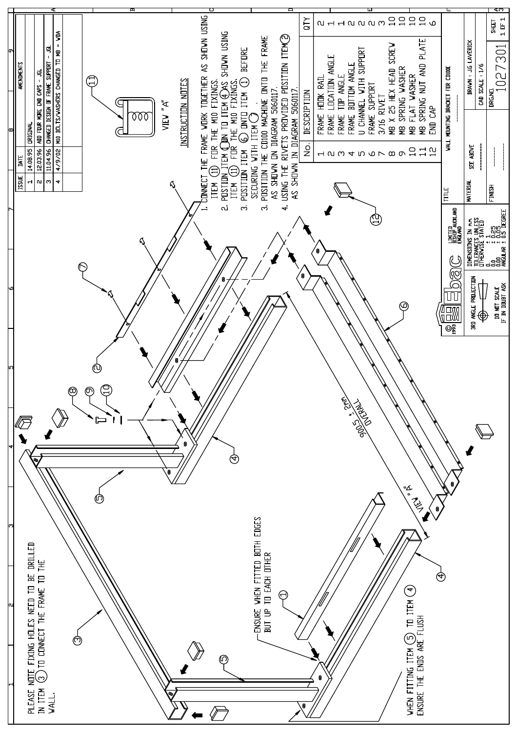| ISSUE | DATE | AMENDMENTS |
|---|---|---|
| 1 | 14.08.95 | ORIGINAL |
| 2 | 12.03.96 | ADD FOUR MORE END CAPS - JGL |
| 3 | 11.04.96 | CHANGED DESIGN OF FRAME SUPPORT - JGL |
| 4 | 4/9/02 | M10 BOLTS/WASHERS CHANGED TO M8 - VDA |

VIEW "A"

## INSTRUCTION NOTES

1. CONNECT THE FRAME WORK TOGETHER AS SHOWN USING ITEM (11) FOR THE M10 FIXINGS.
2. POSITION ITEM (1) ON TO ITEM (4) AS SHOWN USING ITEM (11) FOR THE M10 FIXINGS.
3. POSITION ITEM (6) ONTO ITEM (1) BEFORE SECURING WITH ITEM (7).
3. POSITION THE CD100 MACHINE ONTO THE FRAME AS SHOWN ON DIAGRAM 5060117.
4. USING THE RIVETS PROVIDED POSITION ITEM (2) AS SHOWN IN DIAGRAM 5060117.

| No. | DESCRIPTION | QTY |
|---|---|---|
| 1 | FRAME HOOK RAIL | 2 |
| 2 | FRAME LOCATION ANGLE | 1 |
| 3 | FRAME TOP ANGLE | 1 |
| 4 | FRAME BOTTOM ANGLE | 2 |
| 5 | U CHANNEL WITH SUPPORT | 2 |
| 6 | FRAME SUPPORT | 2 |
| 7 | 3/16 RIVET | 3 |
| 8 | M8 X 25 HEX HEAD SCREW | 10 |
| 9 | M8 SPRING WASHER | 10 |
| 10 | M8 FLAT WASHER | 10 |
| 11 | M8 SPRING NUT AND PLATE | 10 |
| 12 | END CAP | 6 |

PLEASE NOTE FIXING HOLES NEED TO BE DRILLED IN ITEM (3) TO CONNECT THE FRAME TO THE WALL.

ENSURE WHEN FITTED BOTH EDGES BUT UP TO EACH OTHER

WHEN FITTING ITEM (5) TO ITEM (4) ENSURE THE ENDS ARE FLUSH

905 ± 2mm OVERALL

VIEW "A"

© 1993 ebac LIMITED BISHOP AUCKLAND ENGLAND

3RD ANGLE PROJECTION

DO NOT SCALE IF IN DOUBT ASK

DIMENSIONS IN mm. TOLERANCES UNLESS OTHERWISE STATED
0. ± 1
0.0 ± 0.25
0.00 ± 0.05
ANGULAR ± 0.5 DEGREE

TITLE: WALL MOUNTING BRACKET FOR CD100E

MATERIAL: SEE ABOVE

FINISH:

DRAWN : JG LAVERICK

CAD SCALE : 1/6

DRG.NO. 1027301

SHEET 1 OF 1

A3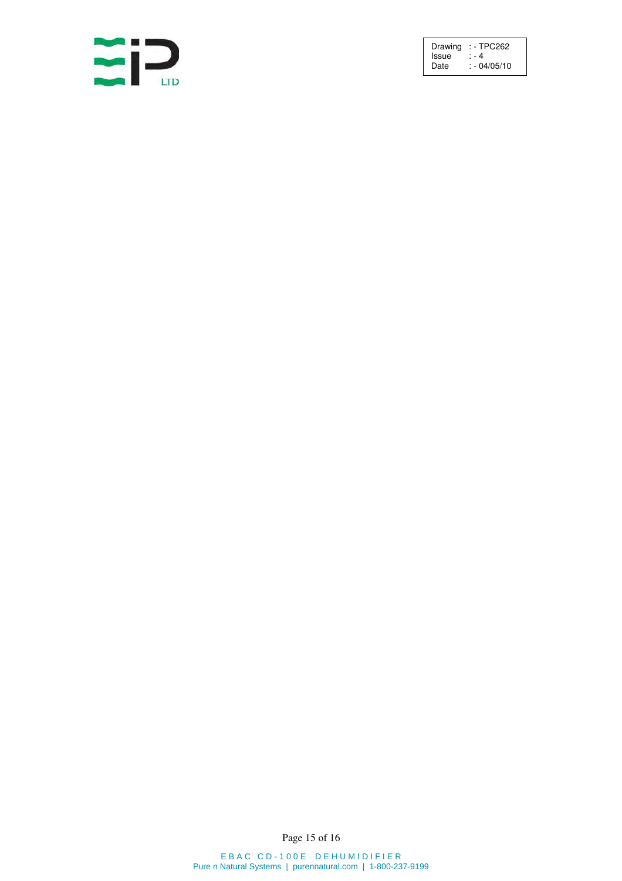| Drawing | : - TPC262 |
|---|---|
| Issue | : - 4 |
| Date | : - 04/05/10 |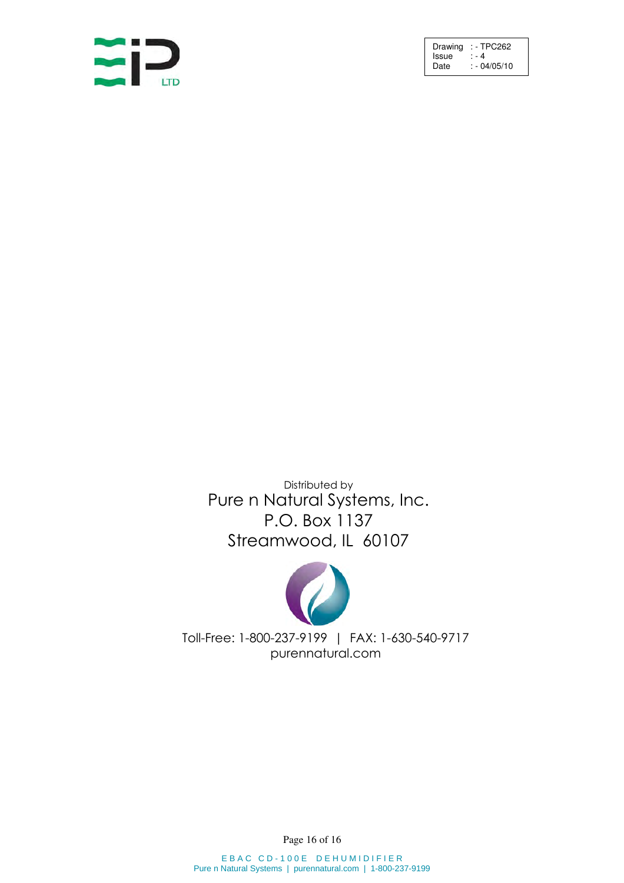| | |
|---|---|
| Drawing | : - TPC262 |
| Issue | : - 4 |
| Date | : - 04/05/10 |

Distributed by

Pure n Natural Systems, Inc.

P.O. Box 1137

Streamwood, IL 60107

Toll-Free: 1-800-237-9199 | FAX: 1-630-540-9717

purennatural.com